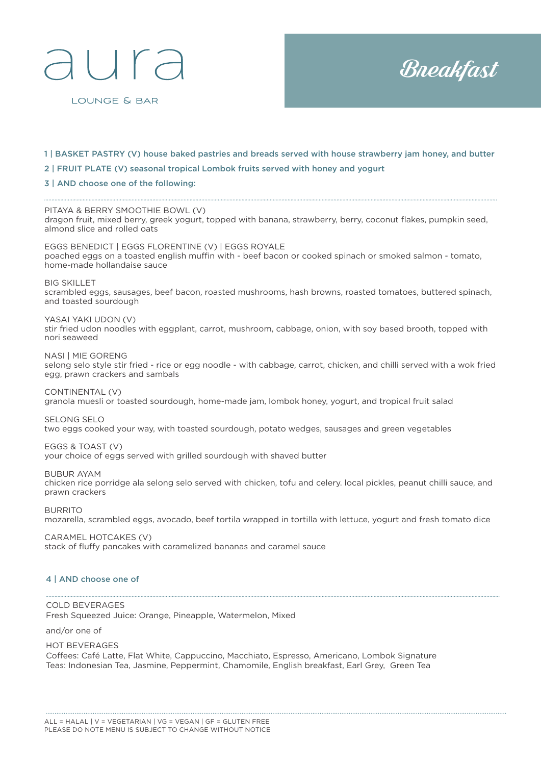# aura

LOUNGE & BAR

## Breakfast

**1 | BASKET PASTRY (V) house baked pastries and breads served with house strawberry jam honey, and butter**

**2 | FRUIT PLATE (V) seasonal tropical Lombok fruits served with honey and yogurt**

**3 | AND choose one of the following:**

PITAYA & BERRY SMOOTHIE BOWL (V)
dragon fruit, mixed berry, greek yogurt, topped with banana, strawberry, berry, coconut flakes, pumpkin seed, almond slice and rolled oats

EGGS BENEDICT | EGGS FLORENTINE (V) | EGGS ROYALE
poached eggs on a toasted english muffin with - beef bacon or cooked spinach or smoked salmon - tomato, home-made hollandaise sauce

BIG SKILLET
scrambled eggs, sausages, beef bacon, roasted mushrooms, hash browns, roasted tomatoes, buttered spinach, and toasted sourdough

YASAI YAKI UDON (V)
stir fried udon noodles with eggplant, carrot, mushroom, cabbage, onion, with soy based brooth, topped with nori seaweed

NASI | MIE GORENG
selong selo style stir fried - rice or egg noodle - with cabbage, carrot, chicken, and chilli served with a wok fried egg, prawn crackers and sambals

CONTINENTAL (V)
granola muesli or toasted sourdough, home-made jam, lombok honey, yogurt, and tropical fruit salad

SELONG SELO
two eggs cooked your way, with toasted sourdough, potato wedges, sausages and green vegetables

EGGS & TOAST (V)
your choice of eggs served with grilled sourdough with shaved butter

BUBUR AYAM
chicken rice porridge ala selong selo served with chicken, tofu and celery. local pickles, peanut chilli sauce, and prawn crackers

BURRITO
mozarella, scrambled eggs, avocado, beef tortila wrapped in tortilla with lettuce, yogurt and fresh tomato dice

CARAMEL HOTCAKES (V)
stack of fluffy pancakes with caramelized bananas and caramel sauce

**4 | AND choose one of**

COLD BEVERAGES
Fresh Squeezed Juice: Orange, Pineapple, Watermelon, Mixed

and/or one of

HOT BEVERAGES
Coffees: Café Latte, Flat White, Cappuccino, Macchiato, Espresso, Americano, Lombok Signature
Teas: Indonesian Tea, Jasmine, Peppermint, Chamomile, English breakfast, Earl Grey, Green Tea

ALL = HALAL | V = VEGETARIAN | VG = VEGAN | GF = GLUTEN FREE
PLEASE DO NOTE MENU IS SUBJECT TO CHANGE WITHOUT NOTICE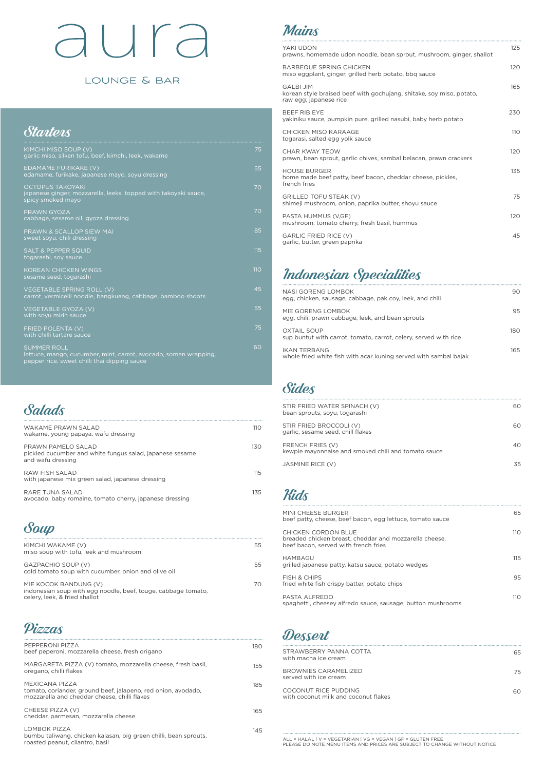# aura

LOUNGE & BAR

## Starters

| Item | Price |
|---|---|
| KIMCHI MISO SOUP (V)<br>garlic miso, silken tofu, beef, kimchi, leek, wakame | 75 |
| EDAMAME FURIKAKE (V)<br>edamame, furikake, japanese mayo, soyu dressing | 55 |
| OCTOPUS TAKOYAKI<br>japanese ginger, mozzarella, leeks, topped with takoyaki sauce, spicy smoked mayo | 70 |
| PRAWN GYOZA<br>cabbage, sesame oil, gyoza dressing | 70 |
| PRAWN & SCALLOP SIEW MAI<br>sweet soyu, chili dressing | 85 |
| SALT & PEPPER SQUID<br>togarashi, soy sauce | 115 |
| KOREAN CHICKEN WINGS<br>sesame seed, togarashi | 110 |
| VEGETABLE SPRING ROLL (V)<br>carrot, vermicelli noodle, bangkuang, cabbage, bamboo shoots | 45 |
| VEGETABLE GYOZA (V)<br>with soyu mirin sauce | 55 |
| FRIED POLENTA (V)<br>with chilli tartare sauce | 75 |
| SUMMER ROLL<br>lettuce, mango, cucumber, mint, carrot, avocado, somen wrapping, pepper rice, sweet chilli thai dipping sauce | 60 |

## Salads

| Item | Price |
|---|---|
| WAKAME PRAWN SALAD<br>wakame, young papaya, wafu dressing | 110 |
| PRAWN PAMELO SALAD<br>pickled cucumber and white fungus salad, japanese sesame and wafu dressing | 130 |
| RAW FISH SALAD<br>with japanese mix green salad, japanese dressing | 115 |
| RARE TUNA SALAD<br>avocado, baby romaine, tomato cherry, japanese dressing | 135 |

## Soup

| Item | Price |
|---|---|
| KIMCHI WAKAME (V)<br>miso soup with tofu, leek and mushroom | 55 |
| GAZPACHIO SOUP (V)<br>cold tomato soup with cucumber, onion and olive oil | 55 |
| MIE KOCOK BANDUNG (V)<br>indonesian soup with egg noodle, beef, touge, cabbage tomato, celery, leek, & fried shallot | 70 |

## Pizzas

| Item | Price |
|---|---|
| PEPPERONI PIZZA<br>beef peperoni, mozzarella cheese, fresh origano | 180 |
| MARGARETA PIZZA (V) tomato, mozzarella cheese, fresh basil, oregano, chilli flakes | 155 |
| MEXICANA PIZZA<br>tomato, coriander, ground beef, jalapeno, red onion, avodado, mozzarella and cheddar cheese, chilli flakes | 185 |
| CHEESE PIZZA (V)<br>cheddar, parmesan, mozzarella cheese | 165 |
| LOMBOK PIZZA<br>bumbu taliwang, chicken kalasan, big green chilli, bean sprouts, roasted peanut, cilantro, basil | 145 |

## Mains

| Item | Price |
|---|---|
| YAKI UDON<br>prawns, homemade udon noodle, bean sprout, mushroom, ginger, shallot | 125 |
| BARBEQUE SPRING CHICKEN<br>miso eggplant, ginger, grilled herb potato, bbq sauce | 120 |
| GALBI JIM<br>korean style braised beef with gochujang, shitake, soy miso, potato, raw egg, japanese rice | 165 |
| BEEF RIB EYE<br>yakiniku sauce, pumpkin pure, grilled nasubi, baby herb potato | 230 |
| CHICKEN MISO KARAAGE<br>togarasi, salted egg yolk sauce | 110 |
| CHAR KWAY TEOW<br>prawn, bean sprout, garlic chives, sambal belacan, prawn crackers | 120 |
| HOUSE BURGER<br>home made beef patty, beef bacon, cheddar cheese, pickles, french fries | 135 |
| GRILLED TOFU STEAK (V)<br>shimeji mushroom, onion, paprika butter, shoyu sauce | 75 |
| PASTA HUMMUS (V,GF)<br>mushroom, tomato cherry, fresh basil, hummus | 120 |
| GARLIC FRIED RICE (V)<br>garlic, butter, green paprika | 45 |

## Indonesian Specialities

| Item | Price |
|---|---|
| NASI GORENG LOMBOK<br>egg, chicken, sausage, cabbage, pak coy, leek, and chili | 90 |
| MIE GORENG LOMBOK<br>egg, chili, prawn cabbage, leek, and bean sprouts | 95 |
| OXTAIL SOUP<br>sup buntut with carrot, tomato, carrot, celery, served with rice | 180 |
| IKAN TERBANG<br>whole fried white fish with acar kuning served with sambal bajak | 165 |

## Sides

| Item | Price |
|---|---|
| STIR FRIED WATER SPINACH (V)<br>bean sprouts, soyu, togarashi | 60 |
| STIR FRIED BROCCOLI (V)<br>garlic, sesame seed, chill flakes | 60 |
| FRENCH FRIES (V)<br>kewpie mayonnaise and smoked chili and tomato sauce | 40 |
| JASMINE RICE (V) | 35 |

## Kids

| Item | Price |
|---|---|
| MINI CHEESE BURGER<br>beef patty, cheese, beef bacon, egg lettuce, tomato sauce | 65 |
| CHICKEN CORDON BLUE<br>breaded chicken breast, cheddar and mozzarella cheese, beef bacon, served with french fries | 110 |
| HAMBAGU<br>grilled japanese patty, katsu sauce, potato wedges | 115 |
| FISH & CHIPS<br>fried white fish crispy batter, potato chips | 95 |
| PASTA ALFREDO<br>spaghetti, cheesey alfredo sauce, sausage, button mushrooms | 110 |

## Dessert

| Item | Price |
|---|---|
| STRAWBERRY PANNA COTTA<br>with macha ice cream | 65 |
| BROWNIES CARAMELIZED<br>served with ice cream | 75 |
| COCONUT RICE PUDDING<br>with coconut milk and coconut flakes | 60 |

ALL = HALAL | V = VEGETARIAN | VG = VEGAN | GF = GLUTEN FREE
PLEASE DO NOTE MENU ITEMS AND PRICES ARE SUBJECT TO CHANGE WITHOUT NOTICE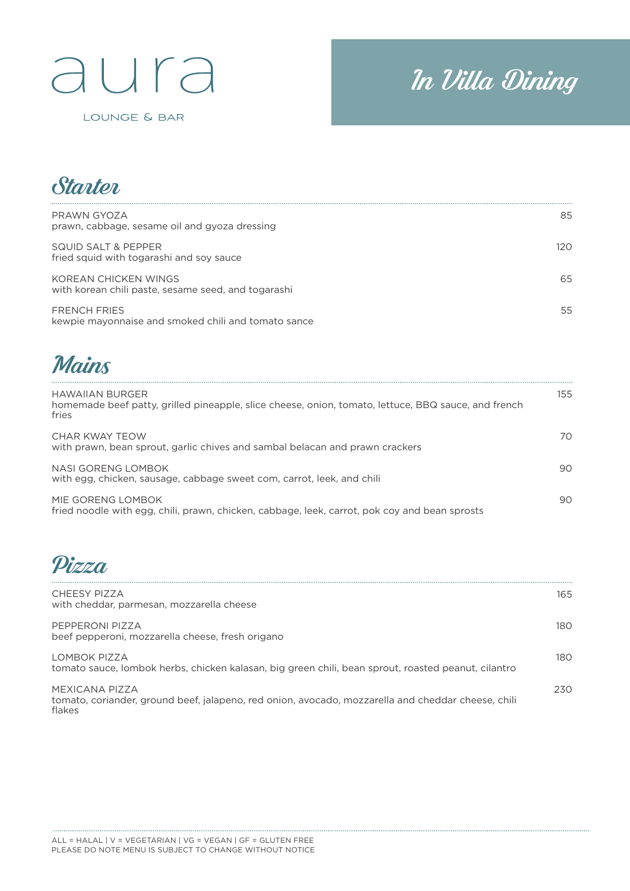# aura

LOUNGE & BAR

## In Villa Dining

## Starter

| | |
|---|---|
| PRAWN GYOZA<br>prawn, cabbage, sesame oil and gyoza dressing | 85 |
| SQUID SALT & PEPPER<br>fried squid with togarashi and soy sauce | 120 |
| KOREAN CHICKEN WINGS<br>with korean chili paste, sesame seed, and togarashi | 65 |
| FRENCH FRIES<br>kewpie mayonnaise and smoked chili and tomato sance | 55 |

## Mains

| | |
|---|---|
| HAWAIIAN BURGER<br>homemade beef patty, grilled pineapple, slice cheese, onion, tomato, lettuce, BBQ sauce, and french fries | 155 |
| CHAR KWAY TEOW<br>with prawn, bean sprout, garlic chives and sambal belacan and prawn crackers | 70 |
| NASI GORENG LOMBOK<br>with egg, chicken, sausage, cabbage sweet com, carrot, leek, and chili | 90 |
| MIE GORENG LOMBOK<br>fried noodle with egg, chili, prawn, chicken, cabbage, leek, carrot, pok coy and bean sprosts | 90 |

## Pizza

| | |
|---|---|
| CHEESY PIZZA<br>with cheddar, parmesan, mozzarella cheese | 165 |
| PEPPERONI PIZZA<br>beef pepperoni, mozzarella cheese, fresh origano | 180 |
| LOMBOK PIZZA<br>tomato sauce, lombok herbs, chicken kalasan, big green chili, bean sprout, roasted peanut, cilantro | 180 |
| MEXICANA PIZZA<br>tomato, coriander, ground beef, jalapeno, red onion, avocado, mozzarella and cheddar cheese, chili flakes | 230 |

ALL = HALAL | V = VEGETARIAN | VG = VEGAN | GF = GLUTEN FREE
PLEASE DO NOTE MENU IS SUBJECT TO CHANGE WITHOUT NOTICE